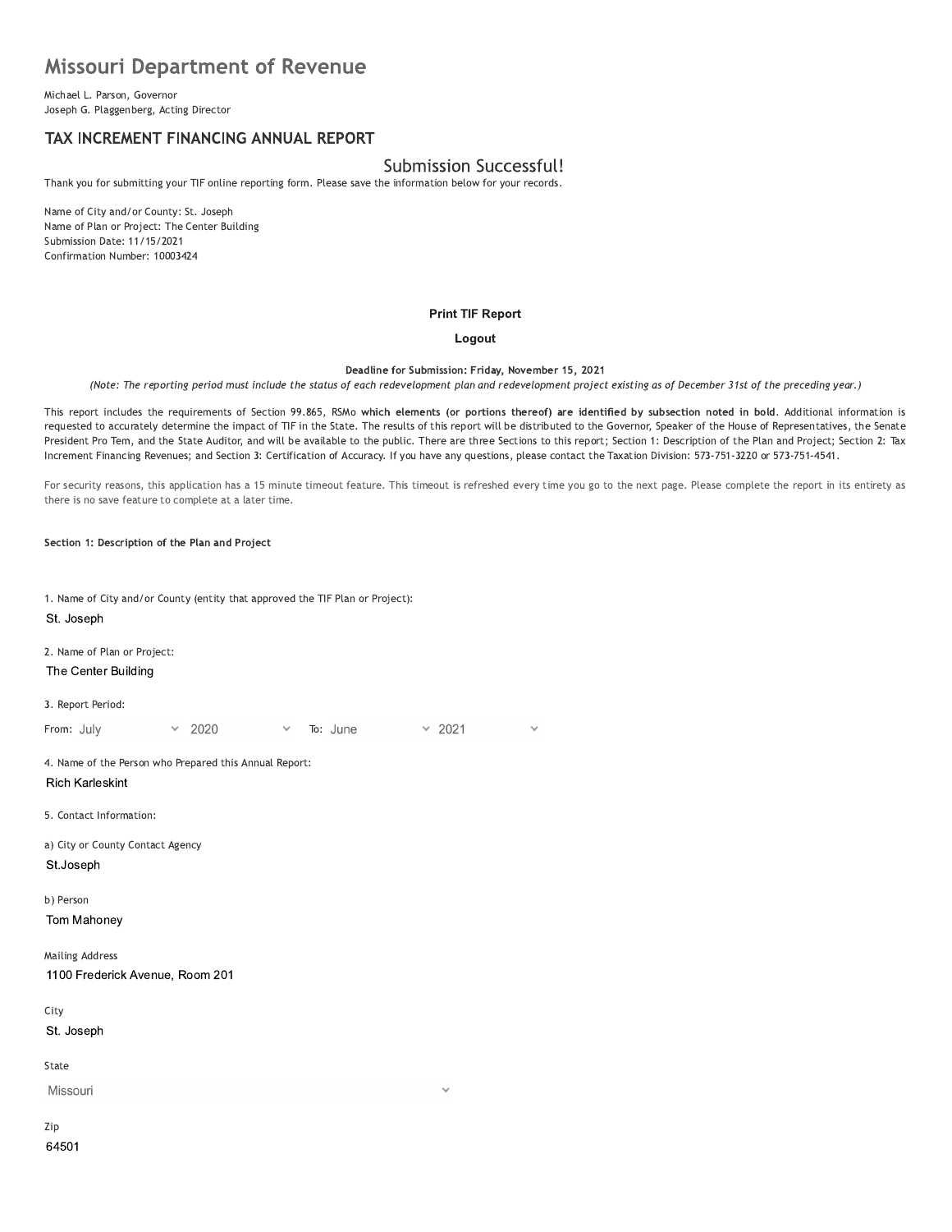# Missouri Department of Revenue

Michael L. Parson, Governor
Joseph G. Plaggenberg, Acting Director

## TAX INCREMENT FINANCING ANNUAL REPORT

### Submission Successful!

Thank you for submitting your TIF online reporting form. Please save the information below for your records.

Name of City and/or County: St. Joseph
Name of Plan or Project: The Center Building
Submission Date: 11/15/2021
Confirmation Number: 10003424

**Print TIF Report**

**Logout**

**Deadline for Submission: Friday, November 15, 2021**

*(Note: The reporting period must include the status of each redevelopment plan and redevelopment project existing as of December 31st of the preceding year.)*

This report includes the requirements of Section 99.865, RSMo **which elements (or portions thereof) are identified by subsection noted in bold**. Additional information is requested to accurately determine the impact of TIF in the State. The results of this report will be distributed to the Governor, Speaker of the House of Representatives, the Senate President Pro Tem, and the State Auditor, and will be available to the public. There are three Sections to this report; Section 1: Description of the Plan and Project; Section 2: Tax Increment Financing Revenues; and Section 3: Certification of Accuracy. If you have any questions, please contact the Taxation Division: 573-751-3220 or 573-751-4541.

For security reasons, this application has a 15 minute timeout feature. This timeout is refreshed every time you go to the next page. Please complete the report in its entirety as there is no save feature to complete at a later time.

**Section 1: Description of the Plan and Project**

1. Name of City and/or County (entity that approved the TIF Plan or Project):

St. Joseph

2. Name of Plan or Project:

The Center Building

3. Report Period:

From: July 2020 To: June 2021

4. Name of the Person who Prepared this Annual Report:

Rich Karleskint

5. Contact Information:

a) City or County Contact Agency

St.Joseph

b) Person

Tom Mahoney

Mailing Address

1100 Frederick Avenue, Room 201

City

St. Joseph

State

Missouri

Zip

64501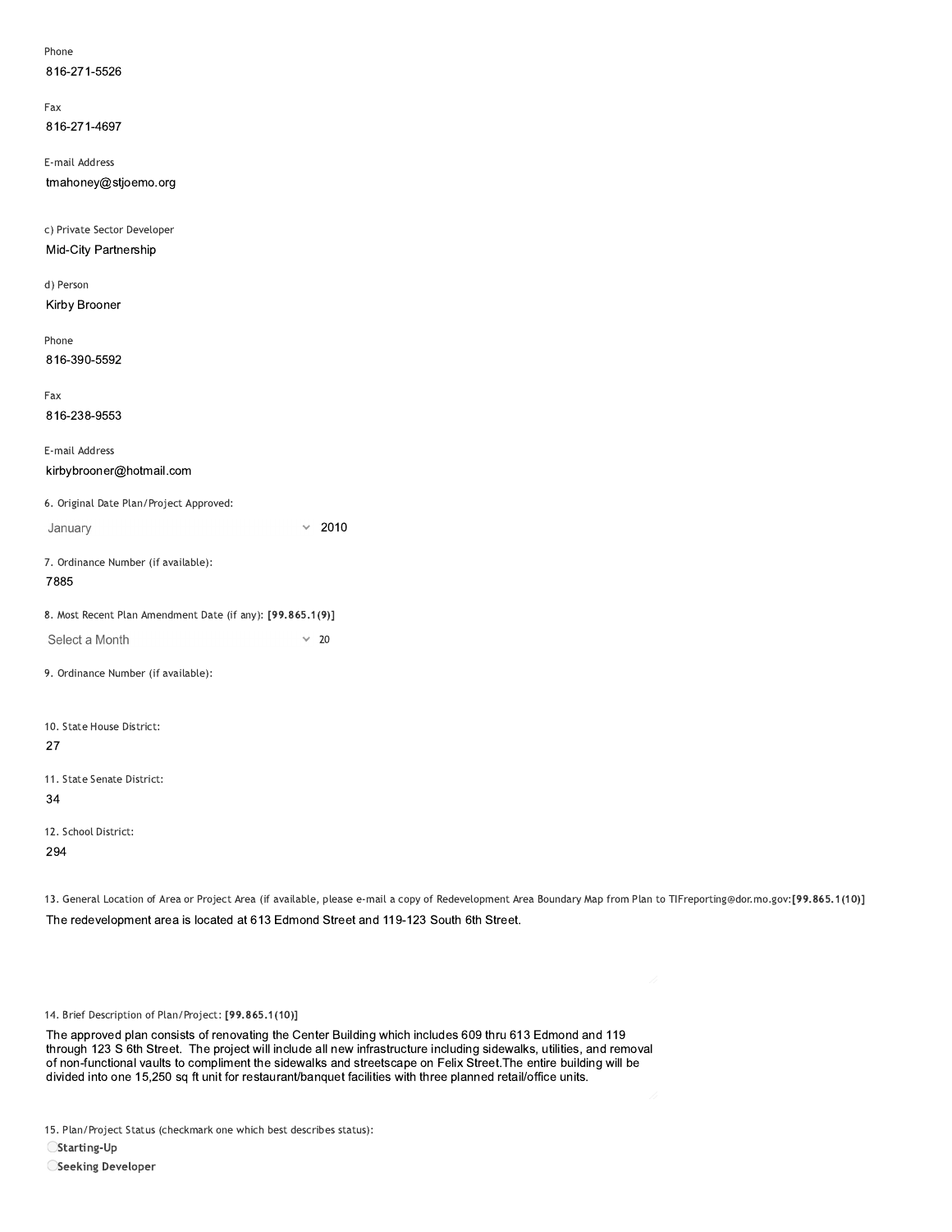Phone

816-271-5526

Fax

816-271-4697

E-mail Address

tmahoney@stjoemo.org

c) Private Sector Developer

Mid-City Partnership

d) Person

Kirby Brooner

Phone

816-390-5592

Fax

816-238-9553

E-mail Address

kirbybrooner@hotmail.com

6. Original Date Plan/Project Approved:

January 2010

7. Ordinance Number (if available):

7885

8. Most Recent Plan Amendment Date (if any): **[99.865.1(9)]**

Select a Month 20

9. Ordinance Number (if available):

10. State House District:

27

11. State Senate District:

34

12. School District:

294

13. General Location of Area or Project Area (if available, please e-mail a copy of Redevelopment Area Boundary Map from Plan to TIFreporting@dor.mo.gov:**[99.865.1(10)]**

The redevelopment area is located at 613 Edmond Street and 119-123 South 6th Street.

14. Brief Description of Plan/Project: **[99.865.1(10)]**

The approved plan consists of renovating the Center Building which includes 609 thru 613 Edmond and 119 through 123 S 6th Street. The project will include all new infrastructure including sidewalks, utilities, and removal of non-functional vaults to compliment the sidewalks and streetscape on Felix Street.The entire building will be divided into one 15,250 sq ft unit for restaurant/banquet facilities with three planned retail/office units.

15. Plan/Project Status (checkmark one which best describes status):

- **Starting-Up**
- **Seeking Developer**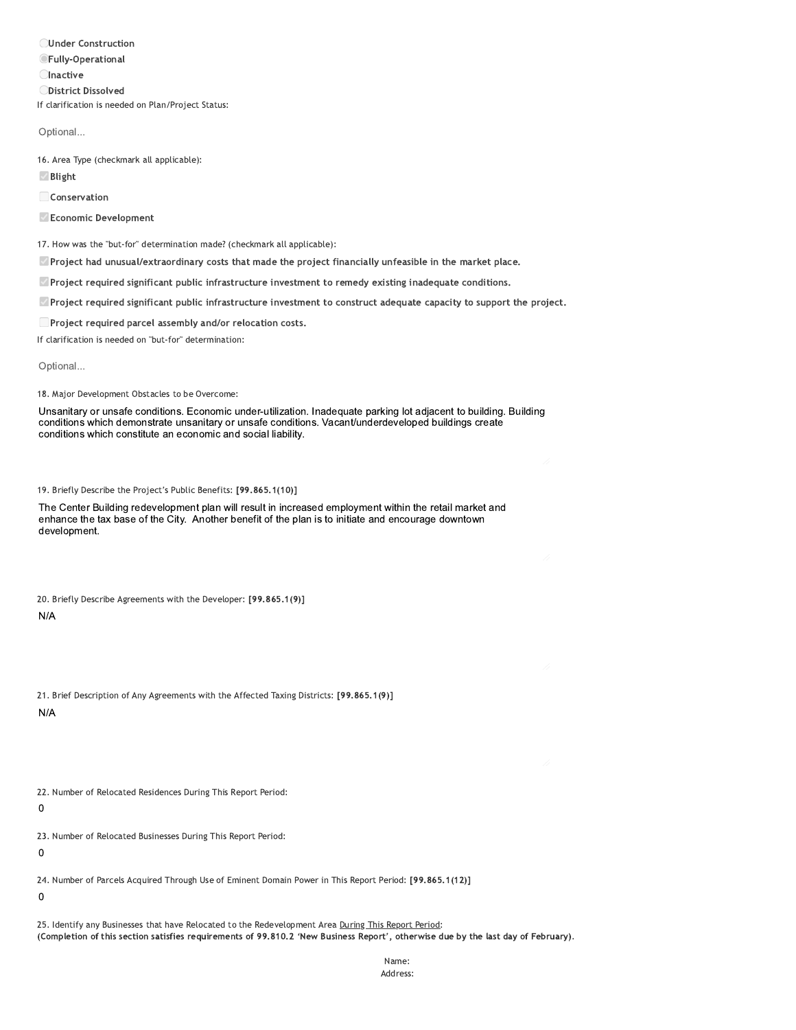- ◯ **Under Construction**
- ◉ **Fully-Operational**
- ◯ **Inactive**
- ◯ **District Dissolved**

If clarification is needed on Plan/Project Status:

Optional...

16. Area Type (checkmark all applicable):

- [x] **Blight**
- [ ] **Conservation**
- [x] **Economic Development**

17. How was the "but-for" determination made? (checkmark all applicable):

- [x] **Project had unusual/extraordinary costs that made the project financially unfeasible in the market place.**
- [x] **Project required significant public infrastructure investment to remedy existing inadequate conditions.**
- [x] **Project required significant public infrastructure investment to construct adequate capacity to support the project.**
- [ ] **Project required parcel assembly and/or relocation costs.**

If clarification is needed on "but-for" determination:

Optional...

18. Major Development Obstacles to be Overcome:

Unsanitary or unsafe conditions. Economic under-utilization. Inadequate parking lot adjacent to building. Building conditions which demonstrate unsanitary or unsafe conditions. Vacant/underdeveloped buildings create conditions which constitute an economic and social liability.

19. Briefly Describe the Project's Public Benefits: **[99.865.1(10)]**

The Center Building redevelopment plan will result in increased employment within the retail market and enhance the tax base of the City. Another benefit of the plan is to initiate and encourage downtown development.

20. Briefly Describe Agreements with the Developer: **[99.865.1(9)]**

N/A

21. Brief Description of Any Agreements with the Affected Taxing Districts: **[99.865.1(9)]**

N/A

22. Number of Relocated Residences During This Report Period:

0

23. Number of Relocated Businesses During This Report Period:

0

24. Number of Parcels Acquired Through Use of Eminent Domain Power in This Report Period: **[99.865.1(12)]**

0

25. Identify any Businesses that have Relocated to the Redevelopment Area During This Report Period:
**(Completion of this section satisfies requirements of 99.810.2 'New Business Report', otherwise due by the last day of February).**

Name:
Address: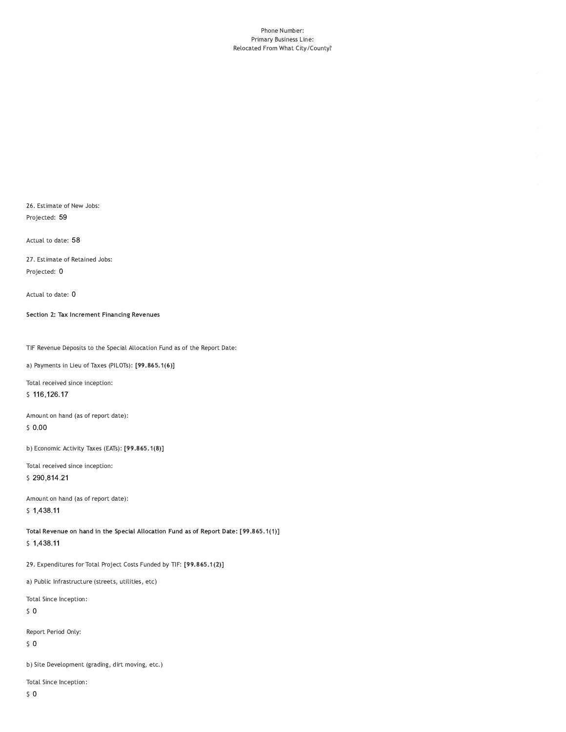Phone Number:
Primary Business Line:
Relocated From What City/County?

26. Estimate of New Jobs:

Projected: 59

Actual to date: 58

27. Estimate of Retained Jobs:

Projected: 0

Actual to date: 0

**Section 2: Tax Increment Financing Revenues**

TIF Revenue Deposits to the Special Allocation Fund as of the Report Date:

a) Payments in Lieu of Taxes (PILOTs): **[99.865.1(6)]**

Total received since inception:

$ 116,126.17

Amount on hand (as of report date):

$ 0.00

b) Economic Activity Taxes (EATs): **[99.865.1(8)]**

Total received since inception:

$ 290,814.21

Amount on hand (as of report date):

$ 1,438.11

**Total Revenue on hand in the Special Allocation Fund as of Report Date: [99.865.1(1)]**

$ 1,438.11

29. Expenditures for Total Project Costs Funded by TIF: **[99.865.1(2)]**

a) Public Infrastructure (streets, utilities, etc)

Total Since Inception:

$ 0

Report Period Only:

$ 0

b) Site Development (grading, dirt moving, etc.)

Total Since Inception:

$ 0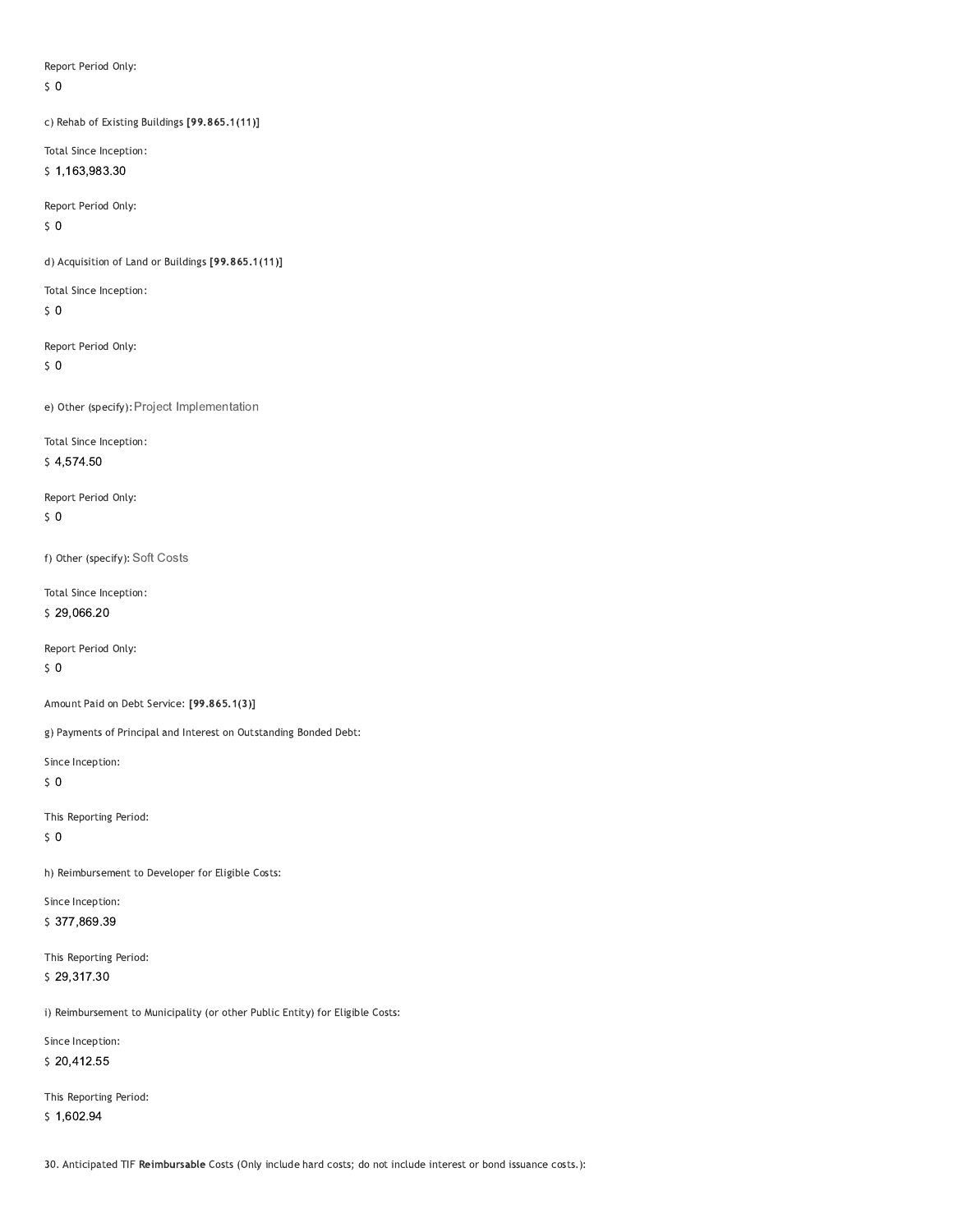Report Period Only:

$ 0

c) Rehab of Existing Buildings **[99.865.1(11)]**

Total Since Inception:

$ 1,163,983.30

Report Period Only:

$ 0

d) Acquisition of Land or Buildings **[99.865.1(11)]**

Total Since Inception:

$ 0

Report Period Only:

$ 0

e) Other (specify): Project Implementation

Total Since Inception:

$ 4,574.50

Report Period Only:

$ 0

f) Other (specify): Soft Costs

Total Since Inception:

$ 29,066.20

Report Period Only:

$ 0

Amount Paid on Debt Service: **[99.865.1(3)]**

g) Payments of Principal and Interest on Outstanding Bonded Debt:

Since Inception:

$ 0

This Reporting Period:

$ 0

h) Reimbursement to Developer for Eligible Costs:

Since Inception:

$ 377,869.39

This Reporting Period:

$ 29,317.30

i) Reimbursement to Municipality (or other Public Entity) for Eligible Costs:

Since Inception:

$ 20,412.55

This Reporting Period:

$ 1,602.94

30. Anticipated TIF **Reimbursable** Costs (Only include hard costs; do not include interest or bond issuance costs.):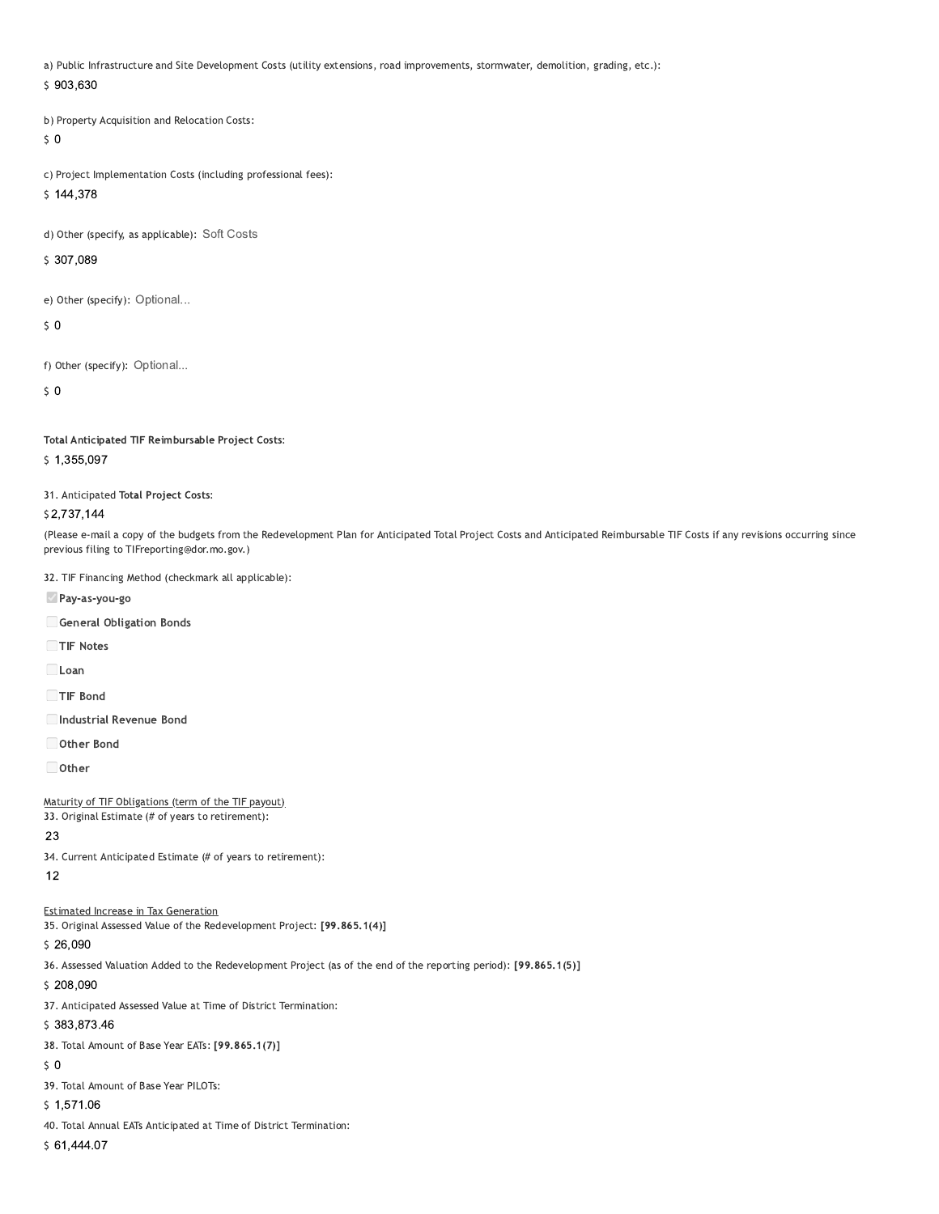a) Public Infrastructure and Site Development Costs (utility extensions, road improvements, stormwater, demolition, grading, etc.):

$ 903,630

b) Property Acquisition and Relocation Costs:

$ 0

c) Project Implementation Costs (including professional fees):

$ 144,378

d) Other (specify, as applicable): Soft Costs

$ 307,089

e) Other (specify): Optional...

$ 0

f) Other (specify): Optional...

$ 0

**Total Anticipated TIF Reimbursable Project Costs:**

$ 1,355,097

31. Anticipated **Total Project Costs:**

$2,737,144

(Please e-mail a copy of the budgets from the Redevelopment Plan for Anticipated Total Project Costs and Anticipated Reimbursable TIF Costs if any revisions occurring since previous filing to TIFreporting@dor.mo.gov.)

32. TIF Financing Method (checkmark all applicable):

- [x] **Pay-as-you-go**
- [ ] **General Obligation Bonds**
- [ ] **TIF Notes**
- [ ] **Loan**
- [ ] **TIF Bond**
- [ ] **Industrial Revenue Bond**
- [ ] **Other Bond**
- [ ] **Other**

Maturity of TIF Obligations (term of the TIF payout)

33. Original Estimate (# of years to retirement):

23

34. Current Anticipated Estimate (# of years to retirement):

12

Estimated Increase in Tax Generation

35. Original Assessed Value of the Redevelopment Project: **[99.865.1(4)]**

$ 26,090

36. Assessed Valuation Added to the Redevelopment Project (as of the end of the reporting period): **[99.865.1(5)]**

$ 208,090

37. Anticipated Assessed Value at Time of District Termination:

$ 383,873.46

38. Total Amount of Base Year EATs: **[99.865.1(7)]**

$ 0

39. Total Amount of Base Year PILOTs:

$ 1,571.06

40. Total Annual EATs Anticipated at Time of District Termination:

$ 61,444.07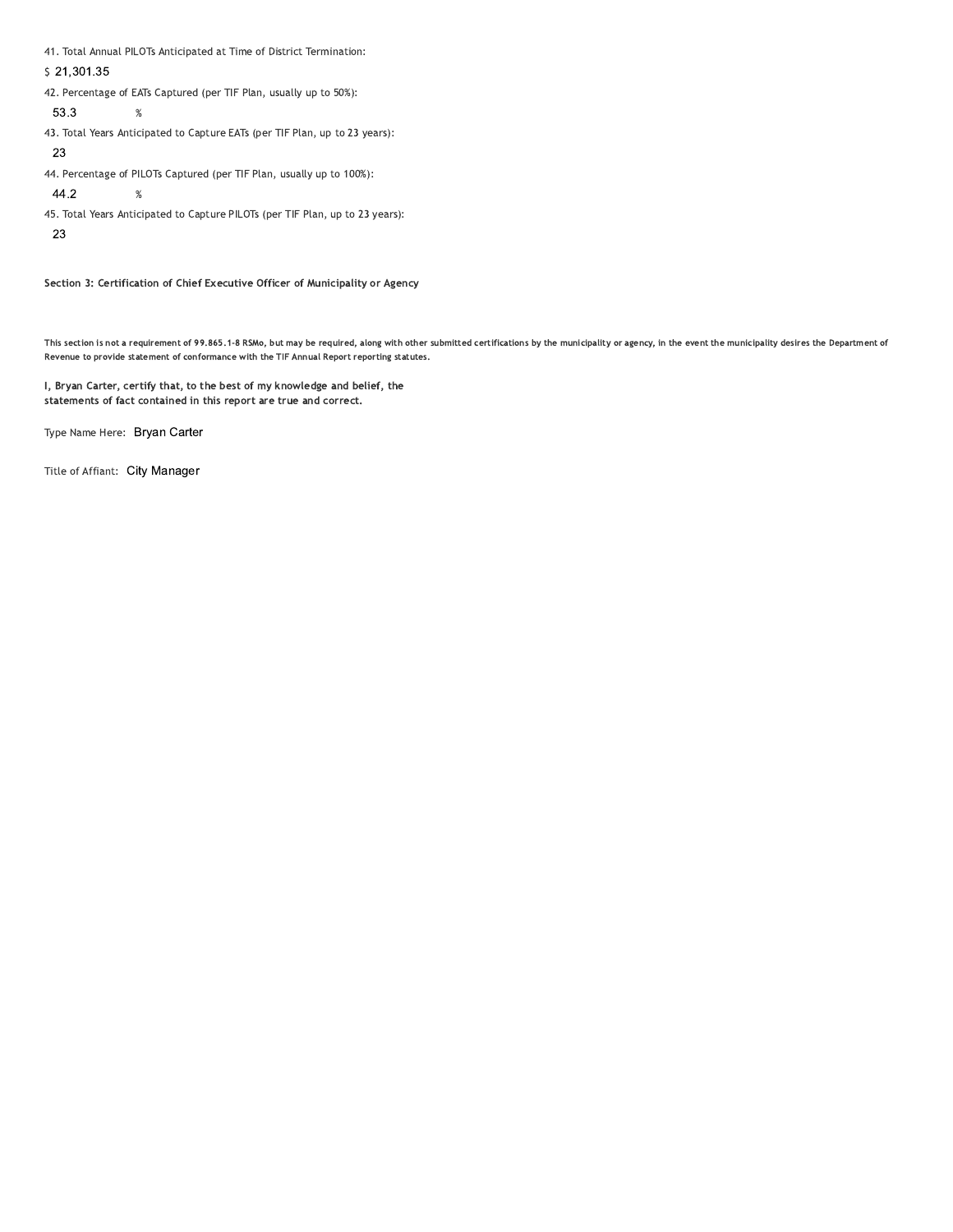41. Total Annual PILOTs Anticipated at Time of District Termination:

$ 21,301.35

42. Percentage of EATs Captured (per TIF Plan, usually up to 50%):

53.3 %

43. Total Years Anticipated to Capture EATs (per TIF Plan, up to 23 years):

23

44. Percentage of PILOTs Captured (per TIF Plan, usually up to 100%):

44.2 %

45. Total Years Anticipated to Capture PILOTs (per TIF Plan, up to 23 years):

23

**Section 3: Certification of Chief Executive Officer of Municipality or Agency**

**This section is not a requirement of 99.865.1-8 RSMo, but may be required, along with other submitted certifications by the municipality or agency, in the event the municipality desires the Department of Revenue to provide statement of conformance with the TIF Annual Report reporting statutes.**

**I, Bryan Carter, certify that, to the best of my knowledge and belief, the statements of fact contained in this report are true and correct.**

Type Name Here: Bryan Carter

Title of Affiant: City Manager